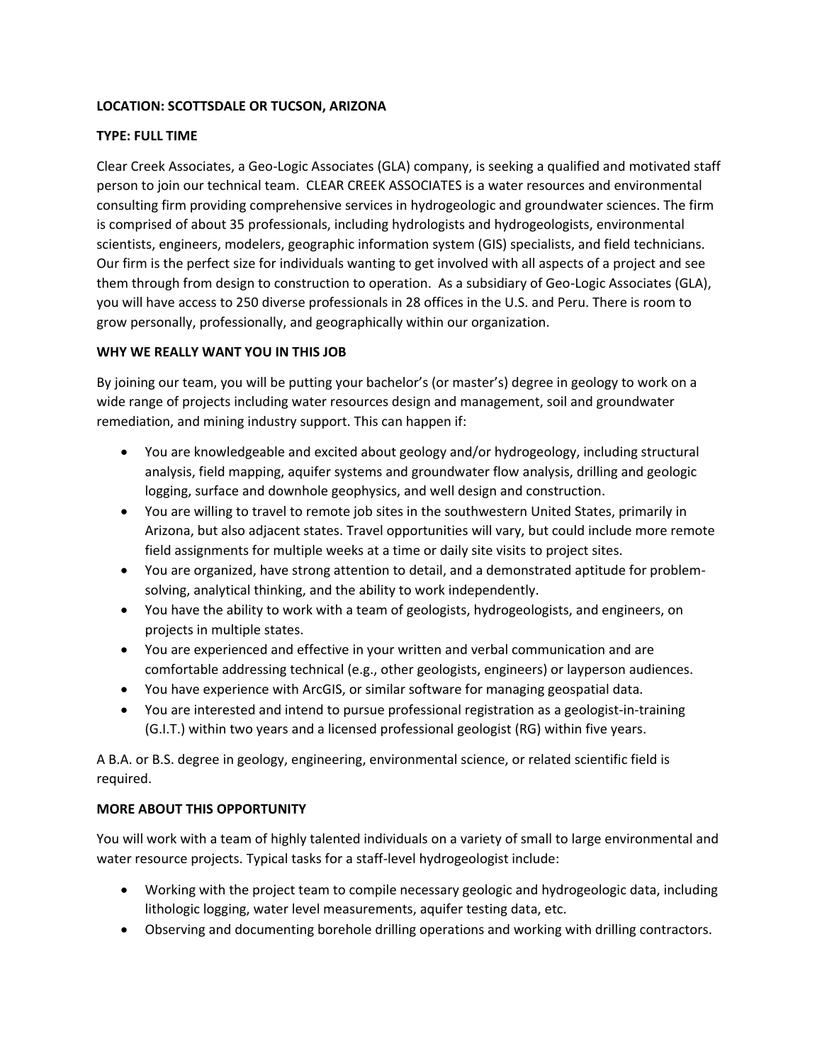**LOCATION: SCOTTSDALE OR TUCSON, ARIZONA**

**TYPE: FULL TIME**

Clear Creek Associates, a Geo-Logic Associates (GLA) company, is seeking a qualified and motivated staff person to join our technical team. CLEAR CREEK ASSOCIATES is a water resources and environmental consulting firm providing comprehensive services in hydrogeologic and groundwater sciences. The firm is comprised of about 35 professionals, including hydrologists and hydrogeologists, environmental scientists, engineers, modelers, geographic information system (GIS) specialists, and field technicians. Our firm is the perfect size for individuals wanting to get involved with all aspects of a project and see them through from design to construction to operation. As a subsidiary of Geo-Logic Associates (GLA), you will have access to 250 diverse professionals in 28 offices in the U.S. and Peru. There is room to grow personally, professionally, and geographically within our organization.

**WHY WE REALLY WANT YOU IN THIS JOB**

By joining our team, you will be putting your bachelor's (or master's) degree in geology to work on a wide range of projects including water resources design and management, soil and groundwater remediation, and mining industry support. This can happen if:

- You are knowledgeable and excited about geology and/or hydrogeology, including structural analysis, field mapping, aquifer systems and groundwater flow analysis, drilling and geologic logging, surface and downhole geophysics, and well design and construction.
- You are willing to travel to remote job sites in the southwestern United States, primarily in Arizona, but also adjacent states. Travel opportunities will vary, but could include more remote field assignments for multiple weeks at a time or daily site visits to project sites.
- You are organized, have strong attention to detail, and a demonstrated aptitude for problem-solving, analytical thinking, and the ability to work independently.
- You have the ability to work with a team of geologists, hydrogeologists, and engineers, on projects in multiple states.
- You are experienced and effective in your written and verbal communication and are comfortable addressing technical (e.g., other geologists, engineers) or layperson audiences.
- You have experience with ArcGIS, or similar software for managing geospatial data.
- You are interested and intend to pursue professional registration as a geologist-in-training (G.I.T.) within two years and a licensed professional geologist (RG) within five years.

A B.A. or B.S. degree in geology, engineering, environmental science, or related scientific field is required.

**MORE ABOUT THIS OPPORTUNITY**

You will work with a team of highly talented individuals on a variety of small to large environmental and water resource projects. Typical tasks for a staff-level hydrogeologist include:

- Working with the project team to compile necessary geologic and hydrogeologic data, including lithologic logging, water level measurements, aquifer testing data, etc.
- Observing and documenting borehole drilling operations and working with drilling contractors.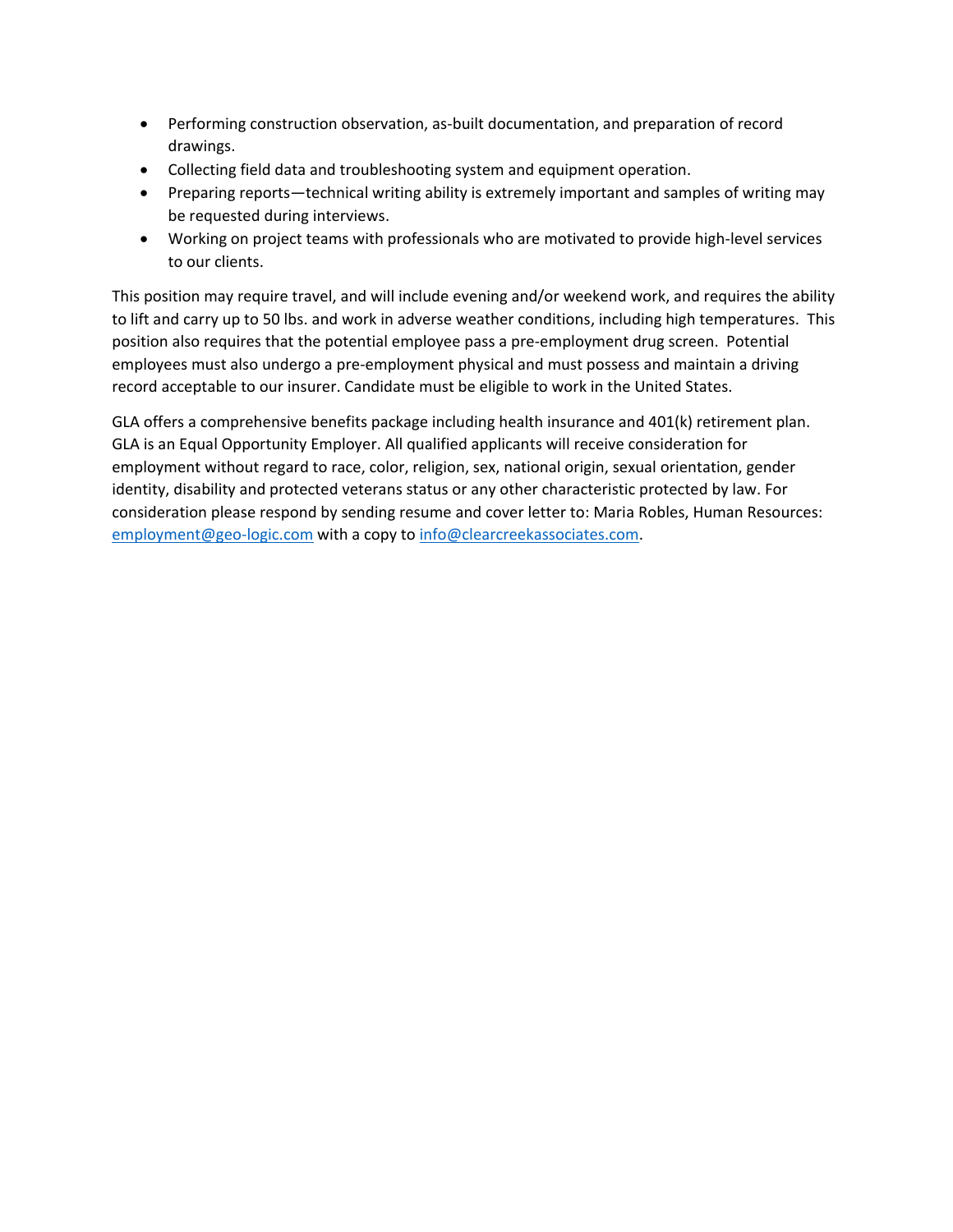- Performing construction observation, as-built documentation, and preparation of record drawings.
- Collecting field data and troubleshooting system and equipment operation.
- Preparing reports—technical writing ability is extremely important and samples of writing may be requested during interviews.
- Working on project teams with professionals who are motivated to provide high-level services to our clients.

This position may require travel, and will include evening and/or weekend work, and requires the ability to lift and carry up to 50 lbs. and work in adverse weather conditions, including high temperatures. This position also requires that the potential employee pass a pre-employment drug screen. Potential employees must also undergo a pre-employment physical and must possess and maintain a driving record acceptable to our insurer. Candidate must be eligible to work in the United States.

GLA offers a comprehensive benefits package including health insurance and 401(k) retirement plan. GLA is an Equal Opportunity Employer. All qualified applicants will receive consideration for employment without regard to race, color, religion, sex, national origin, sexual orientation, gender identity, disability and protected veterans status or any other characteristic protected by law. For consideration please respond by sending resume and cover letter to: Maria Robles, Human Resources: [employment@geo-logic.com](mailto:employment@geo-logic.com) with a copy to [info@clearcreekassociates.com](mailto:info@clearcreekassociates.com).